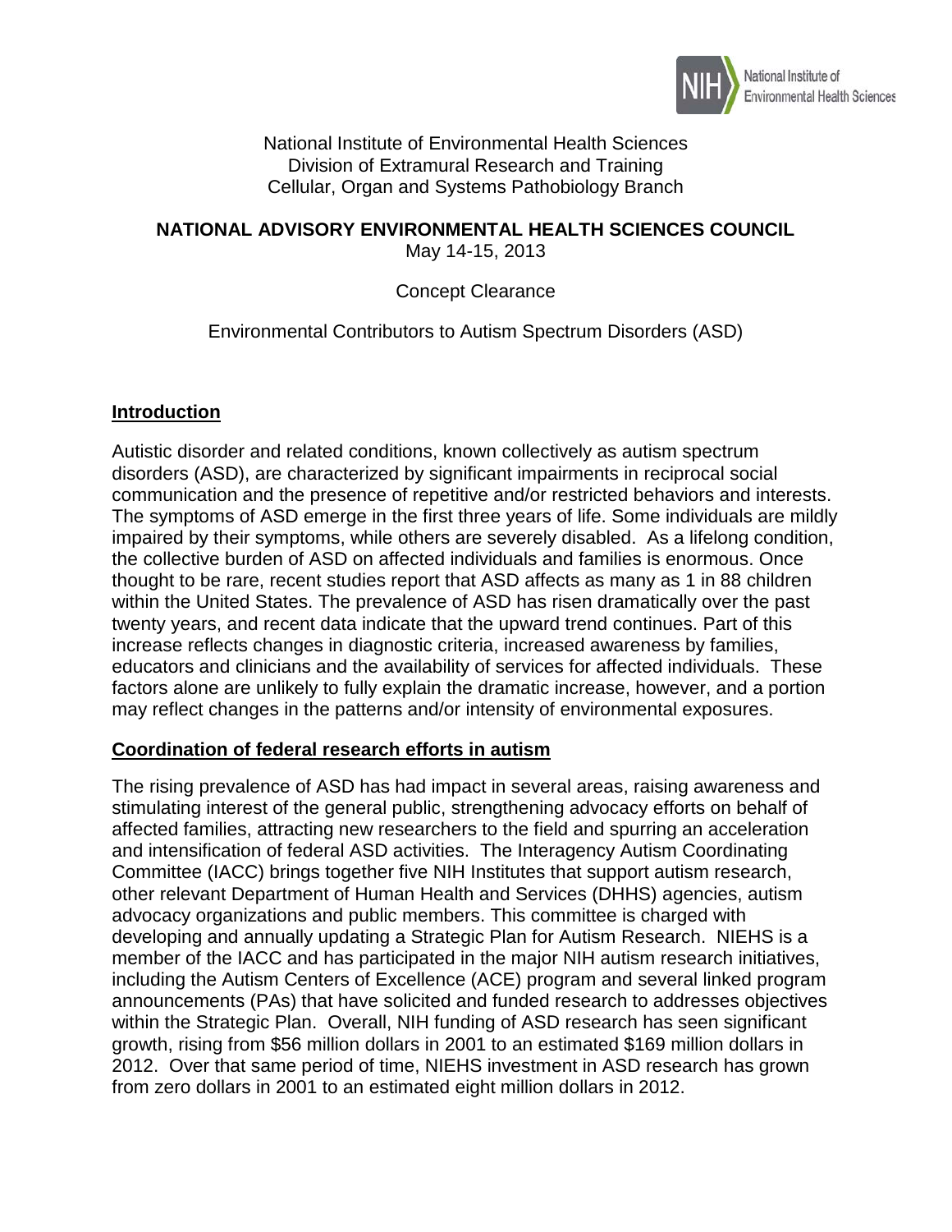National Institute of Environmental Health Sciences
Division of Extramural Research and Training
Cellular, Organ and Systems Pathobiology Branch

# NATIONAL ADVISORY ENVIRONMENTAL HEALTH SCIENCES COUNCIL

May 14-15, 2013

Concept Clearance

Environmental Contributors to Autism Spectrum Disorders (ASD)

## Introduction

Autistic disorder and related conditions, known collectively as autism spectrum disorders (ASD), are characterized by significant impairments in reciprocal social communication and the presence of repetitive and/or restricted behaviors and interests. The symptoms of ASD emerge in the first three years of life. Some individuals are mildly impaired by their symptoms, while others are severely disabled. As a lifelong condition, the collective burden of ASD on affected individuals and families is enormous. Once thought to be rare, recent studies report that ASD affects as many as 1 in 88 children within the United States. The prevalence of ASD has risen dramatically over the past twenty years, and recent data indicate that the upward trend continues. Part of this increase reflects changes in diagnostic criteria, increased awareness by families, educators and clinicians and the availability of services for affected individuals. These factors alone are unlikely to fully explain the dramatic increase, however, and a portion may reflect changes in the patterns and/or intensity of environmental exposures.

## Coordination of federal research efforts in autism

The rising prevalence of ASD has had impact in several areas, raising awareness and stimulating interest of the general public, strengthening advocacy efforts on behalf of affected families, attracting new researchers to the field and spurring an acceleration and intensification of federal ASD activities. The Interagency Autism Coordinating Committee (IACC) brings together five NIH Institutes that support autism research, other relevant Department of Human Health and Services (DHHS) agencies, autism advocacy organizations and public members. This committee is charged with developing and annually updating a Strategic Plan for Autism Research. NIEHS is a member of the IACC and has participated in the major NIH autism research initiatives, including the Autism Centers of Excellence (ACE) program and several linked program announcements (PAs) that have solicited and funded research to addresses objectives within the Strategic Plan. Overall, NIH funding of ASD research has seen significant growth, rising from $56 million dollars in 2001 to an estimated $169 million dollars in 2012. Over that same period of time, NIEHS investment in ASD research has grown from zero dollars in 2001 to an estimated eight million dollars in 2012.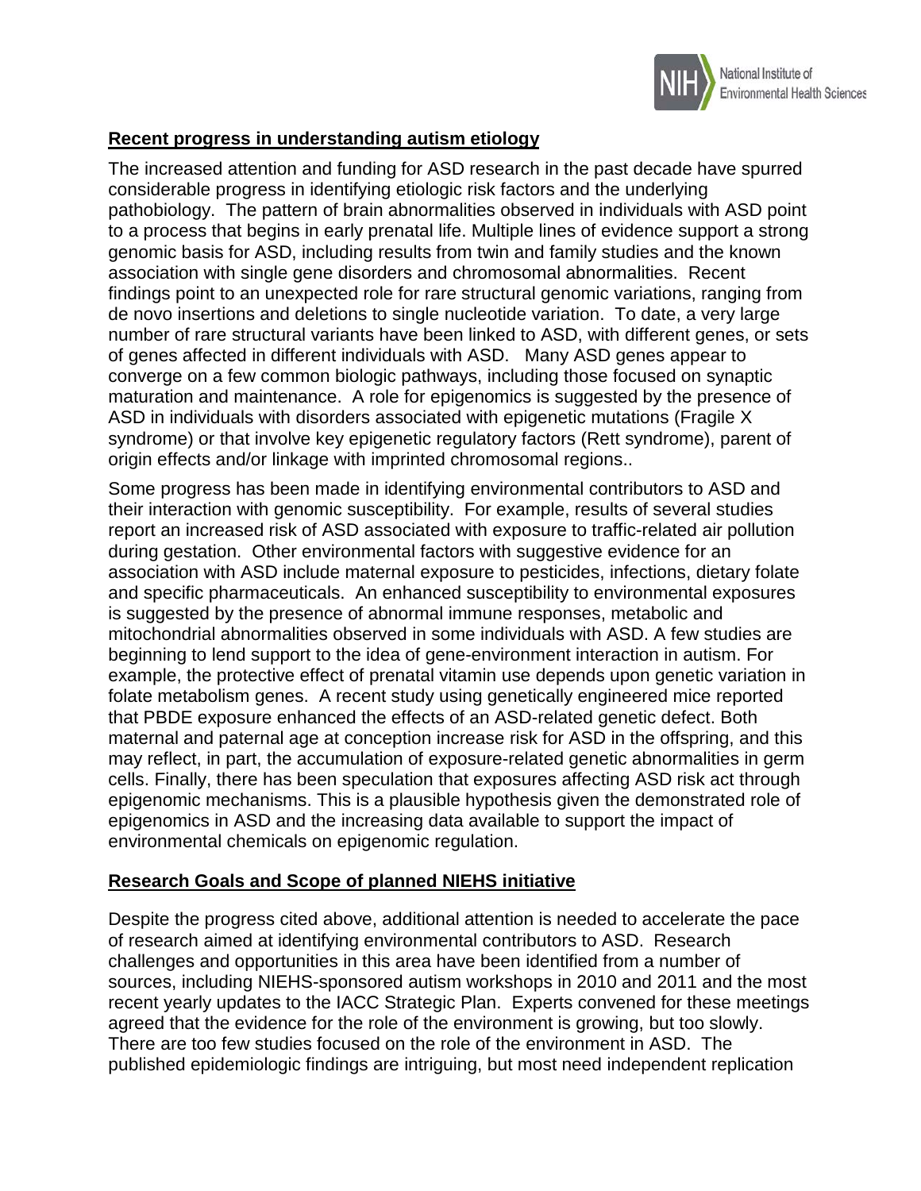## **Recent progress in understanding autism etiology**

The increased attention and funding for ASD research in the past decade have spurred considerable progress in identifying etiologic risk factors and the underlying pathobiology. The pattern of brain abnormalities observed in individuals with ASD point to a process that begins in early prenatal life. Multiple lines of evidence support a strong genomic basis for ASD, including results from twin and family studies and the known association with single gene disorders and chromosomal abnormalities. Recent findings point to an unexpected role for rare structural genomic variations, ranging from de novo insertions and deletions to single nucleotide variation. To date, a very large number of rare structural variants have been linked to ASD, with different genes, or sets of genes affected in different individuals with ASD. Many ASD genes appear to converge on a few common biologic pathways, including those focused on synaptic maturation and maintenance. A role for epigenomics is suggested by the presence of ASD in individuals with disorders associated with epigenetic mutations (Fragile X syndrome) or that involve key epigenetic regulatory factors (Rett syndrome), parent of origin effects and/or linkage with imprinted chromosomal regions..

Some progress has been made in identifying environmental contributors to ASD and their interaction with genomic susceptibility. For example, results of several studies report an increased risk of ASD associated with exposure to traffic-related air pollution during gestation. Other environmental factors with suggestive evidence for an association with ASD include maternal exposure to pesticides, infections, dietary folate and specific pharmaceuticals. An enhanced susceptibility to environmental exposures is suggested by the presence of abnormal immune responses, metabolic and mitochondrial abnormalities observed in some individuals with ASD. A few studies are beginning to lend support to the idea of gene-environment interaction in autism. For example, the protective effect of prenatal vitamin use depends upon genetic variation in folate metabolism genes. A recent study using genetically engineered mice reported that PBDE exposure enhanced the effects of an ASD-related genetic defect. Both maternal and paternal age at conception increase risk for ASD in the offspring, and this may reflect, in part, the accumulation of exposure-related genetic abnormalities in germ cells. Finally, there has been speculation that exposures affecting ASD risk act through epigenomic mechanisms. This is a plausible hypothesis given the demonstrated role of epigenomics in ASD and the increasing data available to support the impact of environmental chemicals on epigenomic regulation.

## **Research Goals and Scope of planned NIEHS initiative**

Despite the progress cited above, additional attention is needed to accelerate the pace of research aimed at identifying environmental contributors to ASD. Research challenges and opportunities in this area have been identified from a number of sources, including NIEHS-sponsored autism workshops in 2010 and 2011 and the most recent yearly updates to the IACC Strategic Plan. Experts convened for these meetings agreed that the evidence for the role of the environment is growing, but too slowly. There are too few studies focused on the role of the environment in ASD. The published epidemiologic findings are intriguing, but most need independent replication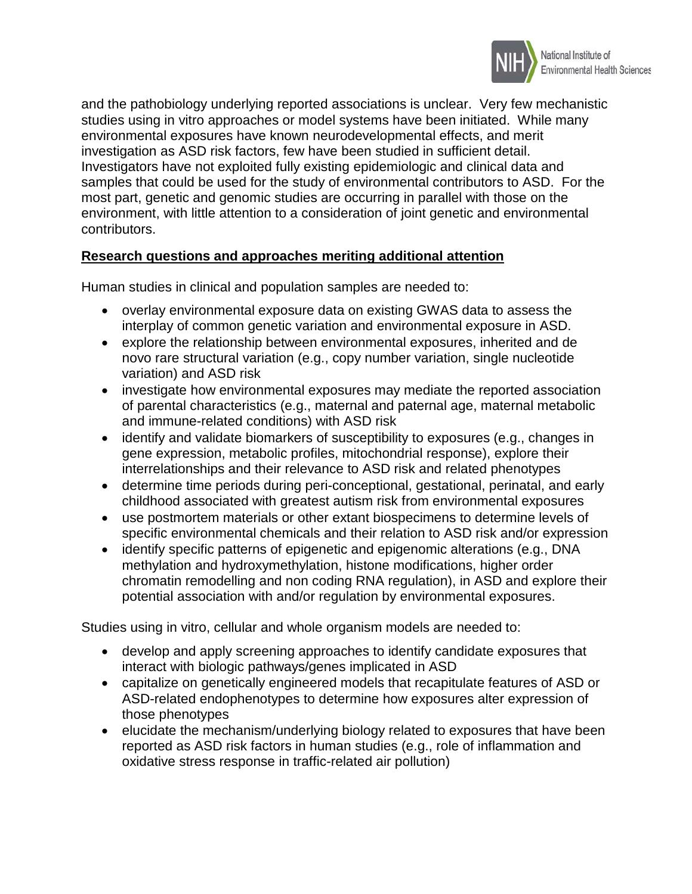and the pathobiology underlying reported associations is unclear. Very few mechanistic studies using in vitro approaches or model systems have been initiated. While many environmental exposures have known neurodevelopmental effects, and merit investigation as ASD risk factors, few have been studied in sufficient detail. Investigators have not exploited fully existing epidemiologic and clinical data and samples that could be used for the study of environmental contributors to ASD. For the most part, genetic and genomic studies are occurring in parallel with those on the environment, with little attention to a consideration of joint genetic and environmental contributors.

**Research questions and approaches meriting additional attention**

Human studies in clinical and population samples are needed to:

- overlay environmental exposure data on existing GWAS data to assess the interplay of common genetic variation and environmental exposure in ASD.
- explore the relationship between environmental exposures, inherited and de novo rare structural variation (e.g., copy number variation, single nucleotide variation) and ASD risk
- investigate how environmental exposures may mediate the reported association of parental characteristics (e.g., maternal and paternal age, maternal metabolic and immune-related conditions) with ASD risk
- identify and validate biomarkers of susceptibility to exposures (e.g., changes in gene expression, metabolic profiles, mitochondrial response), explore their interrelationships and their relevance to ASD risk and related phenotypes
- determine time periods during peri-conceptional, gestational, perinatal, and early childhood associated with greatest autism risk from environmental exposures
- use postmortem materials or other extant biospecimens to determine levels of specific environmental chemicals and their relation to ASD risk and/or expression
- identify specific patterns of epigenetic and epigenomic alterations (e.g., DNA methylation and hydroxymethylation, histone modifications, higher order chromatin remodelling and non coding RNA regulation), in ASD and explore their potential association with and/or regulation by environmental exposures.

Studies using in vitro, cellular and whole organism models are needed to:

- develop and apply screening approaches to identify candidate exposures that interact with biologic pathways/genes implicated in ASD
- capitalize on genetically engineered models that recapitulate features of ASD or ASD-related endophenotypes to determine how exposures alter expression of those phenotypes
- elucidate the mechanism/underlying biology related to exposures that have been reported as ASD risk factors in human studies (e.g., role of inflammation and oxidative stress response in traffic-related air pollution)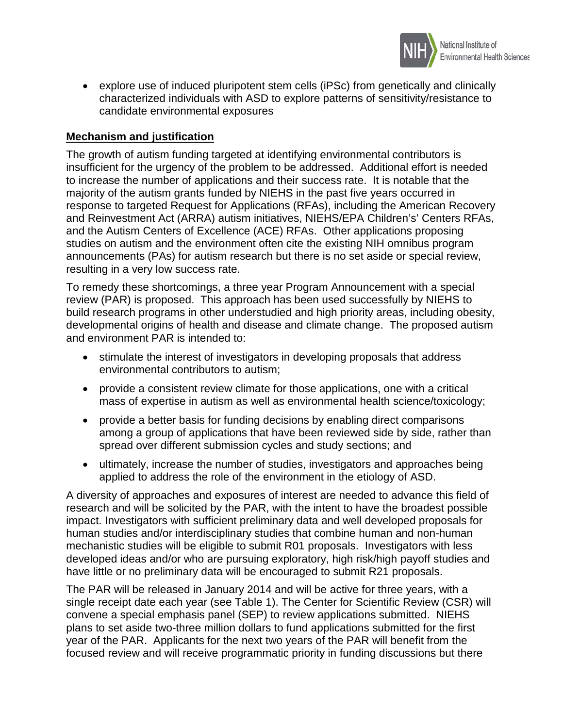- explore use of induced pluripotent stem cells (iPSc) from genetically and clinically characterized individuals with ASD to explore patterns of sensitivity/resistance to candidate environmental exposures

**Mechanism and justification**

The growth of autism funding targeted at identifying environmental contributors is insufficient for the urgency of the problem to be addressed. Additional effort is needed to increase the number of applications and their success rate. It is notable that the majority of the autism grants funded by NIEHS in the past five years occurred in response to targeted Request for Applications (RFAs), including the American Recovery and Reinvestment Act (ARRA) autism initiatives, NIEHS/EPA Children's' Centers RFAs, and the Autism Centers of Excellence (ACE) RFAs. Other applications proposing studies on autism and the environment often cite the existing NIH omnibus program announcements (PAs) for autism research but there is no set aside or special review, resulting in a very low success rate.

To remedy these shortcomings, a three year Program Announcement with a special review (PAR) is proposed. This approach has been used successfully by NIEHS to build research programs in other understudied and high priority areas, including obesity, developmental origins of health and disease and climate change. The proposed autism and environment PAR is intended to:

- stimulate the interest of investigators in developing proposals that address environmental contributors to autism;
- provide a consistent review climate for those applications, one with a critical mass of expertise in autism as well as environmental health science/toxicology;
- provide a better basis for funding decisions by enabling direct comparisons among a group of applications that have been reviewed side by side, rather than spread over different submission cycles and study sections; and
- ultimately, increase the number of studies, investigators and approaches being applied to address the role of the environment in the etiology of ASD.

A diversity of approaches and exposures of interest are needed to advance this field of research and will be solicited by the PAR, with the intent to have the broadest possible impact. Investigators with sufficient preliminary data and well developed proposals for human studies and/or interdisciplinary studies that combine human and non-human mechanistic studies will be eligible to submit R01 proposals. Investigators with less developed ideas and/or who are pursuing exploratory, high risk/high payoff studies and have little or no preliminary data will be encouraged to submit R21 proposals.

The PAR will be released in January 2014 and will be active for three years, with a single receipt date each year (see Table 1). The Center for Scientific Review (CSR) will convene a special emphasis panel (SEP) to review applications submitted. NIEHS plans to set aside two-three million dollars to fund applications submitted for the first year of the PAR. Applicants for the next two years of the PAR will benefit from the focused review and will receive programmatic priority in funding discussions but there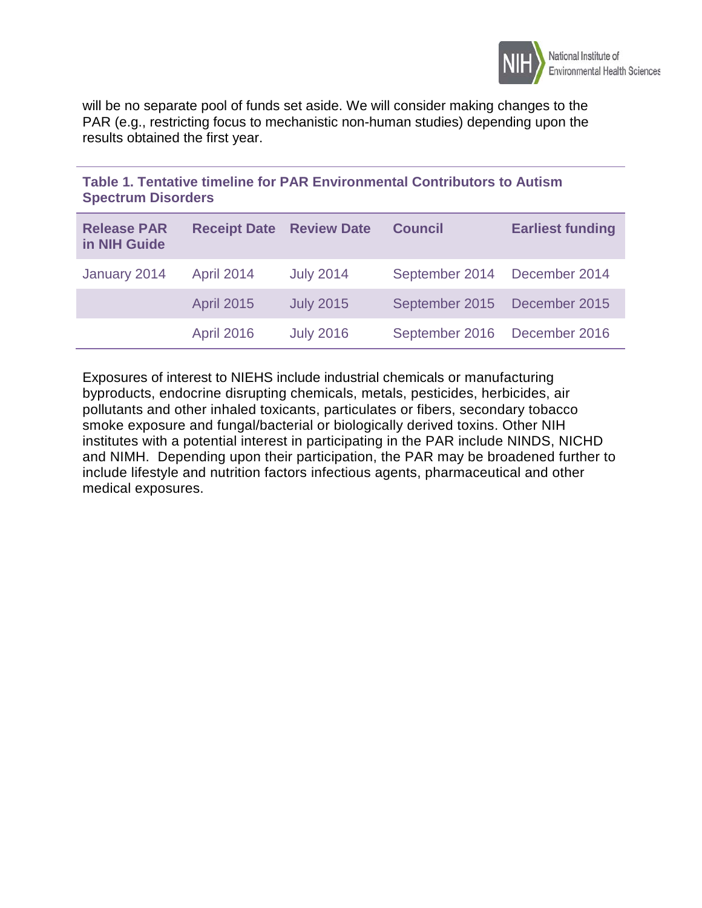will be no separate pool of funds set aside. We will consider making changes to the PAR (e.g., restricting focus to mechanistic non-human studies) depending upon the results obtained the first year.

**Table 1. Tentative timeline for PAR Environmental Contributors to Autism Spectrum Disorders**

| Release PAR in NIH Guide | Receipt Date | Review Date | Council | Earliest funding |
|---|---|---|---|---|
| January 2014 | April 2014 | July 2014 | September 2014 | December 2014 |
| | April 2015 | July 2015 | September 2015 | December 2015 |
| | April 2016 | July 2016 | September 2016 | December 2016 |

Exposures of interest to NIEHS include industrial chemicals or manufacturing byproducts, endocrine disrupting chemicals, metals, pesticides, herbicides, air pollutants and other inhaled toxicants, particulates or fibers, secondary tobacco smoke exposure and fungal/bacterial or biologically derived toxins. Other NIH institutes with a potential interest in participating in the PAR include NINDS, NICHD and NIMH. Depending upon their participation, the PAR may be broadened further to include lifestyle and nutrition factors infectious agents, pharmaceutical and other medical exposures.